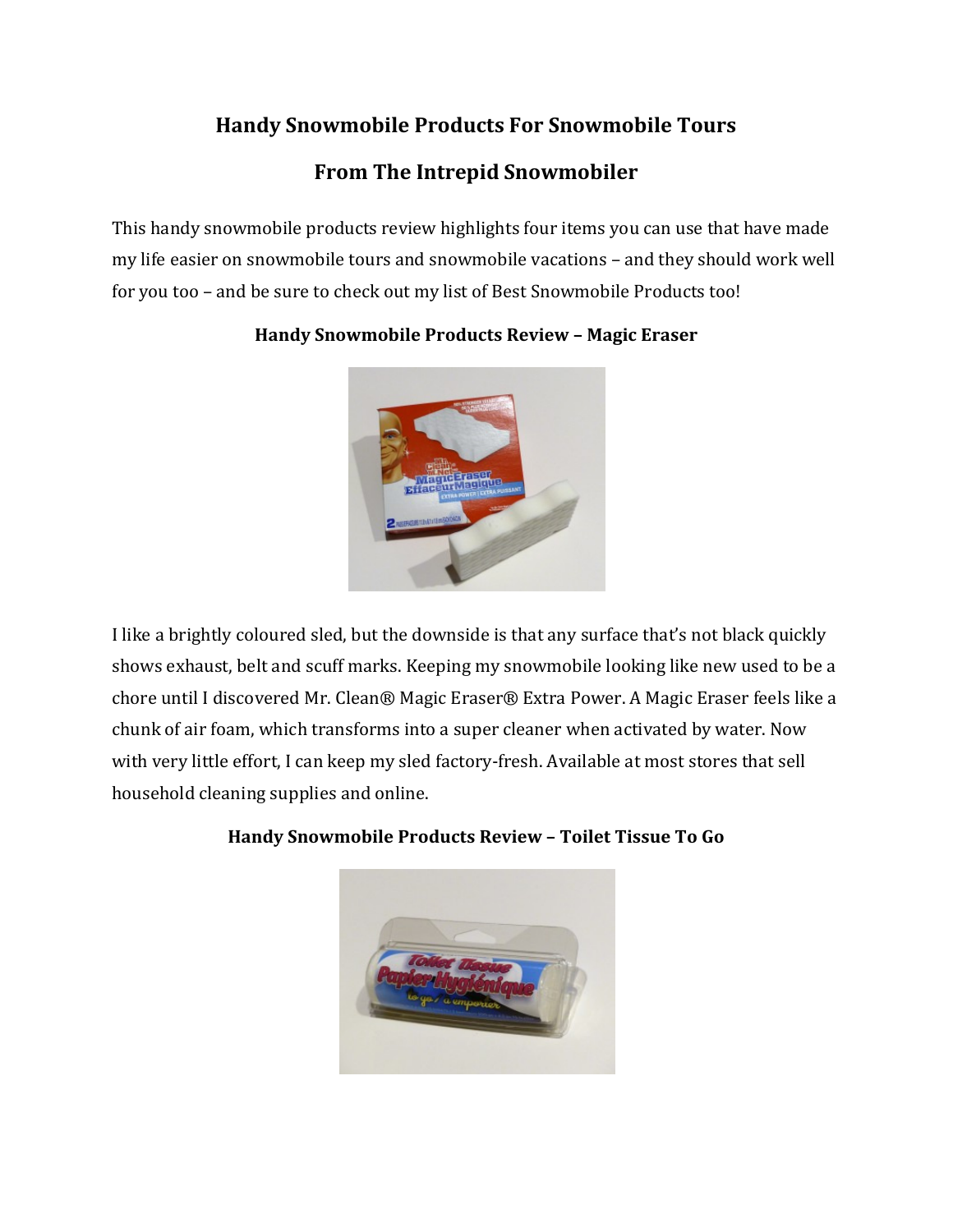# Handy Snowmobile Products For Snowmobile Tours

## From The Intrepid Snowmobiler

This handy snowmobile products review highlights four items you can use that have made my life easier on snowmobile tours and snowmobile vacations – and they should work well for you too – and be sure to check out my list of Best Snowmobile Products too!

### Handy Snowmobile Products Review – Magic Eraser

I like a brightly coloured sled, but the downside is that any surface that's not black quickly shows exhaust, belt and scuff marks. Keeping my snowmobile looking like new used to be a chore until I discovered Mr. Clean® Magic Eraser® Extra Power. A Magic Eraser feels like a chunk of air foam, which transforms into a super cleaner when activated by water. Now with very little effort, I can keep my sled factory-fresh. Available at most stores that sell household cleaning supplies and online.

### Handy Snowmobile Products Review – Toilet Tissue To Go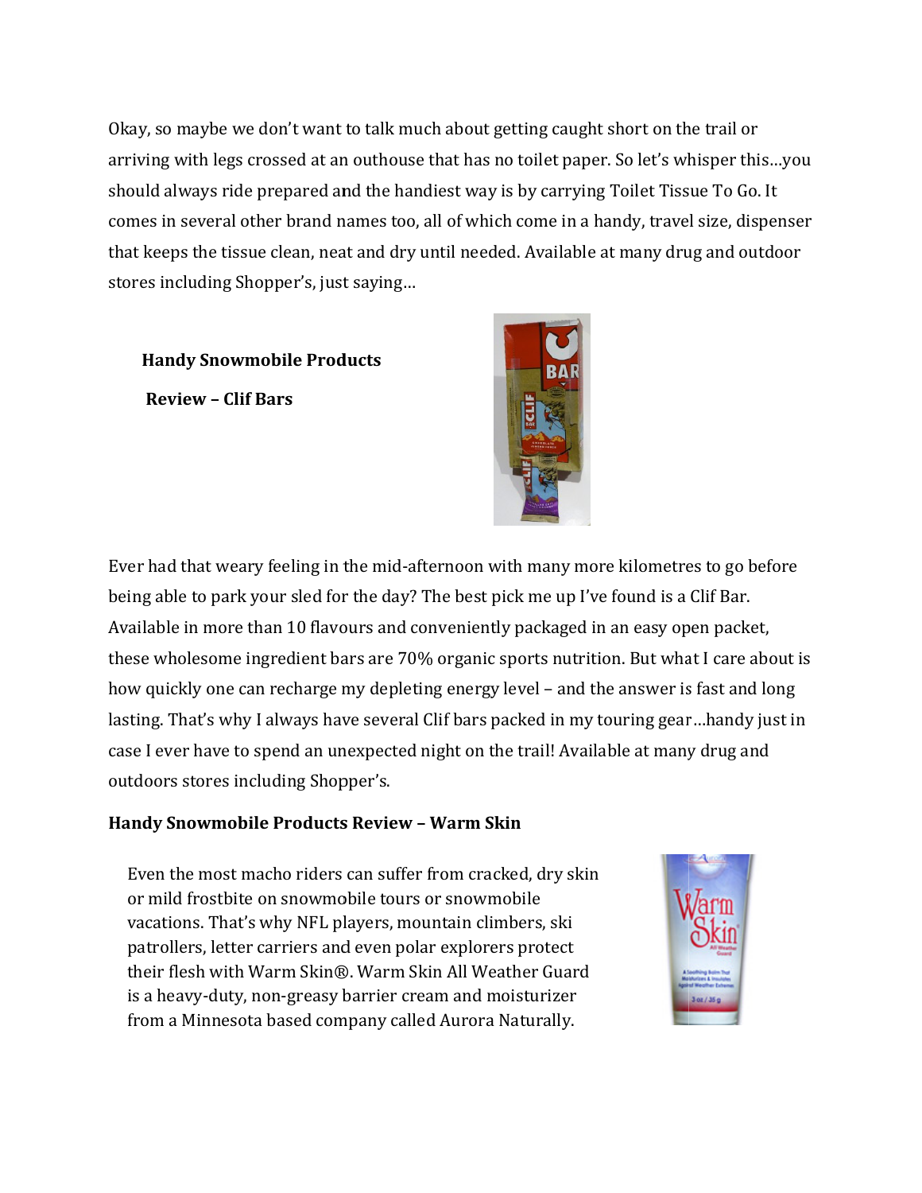Okay, so maybe we don't want to talk much about getting caught short on the trail or arriving with legs crossed at an outhouse that has no toilet paper. So let's whisper this…you should always ride prepared and the handiest way is by carrying Toilet Tissue To Go. It comes in several other brand names too, all of which come in a handy, travel size, dispenser that keeps the tissue clean, neat and dry until needed. Available at many drug and outdoor stores including Shopper's, just saying…

**Handy Snowmobile Products Review – Clif Bars**

Ever had that weary feeling in the mid-afternoon with many more kilometres to go before being able to park your sled for the day? The best pick me up I've found is a Clif Bar. Available in more than 10 flavours and conveniently packaged in an easy open packet, these wholesome ingredient bars are 70% organic sports nutrition. But what I care about is how quickly one can recharge my depleting energy level – and the answer is fast and long lasting. That's why I always have several Clif bars packed in my touring gear…handy just in case I ever have to spend an unexpected night on the trail! Available at many drug and outdoors stores including Shopper's.

**Handy Snowmobile Products Review – Warm Skin**

Even the most macho riders can suffer from cracked, dry skin or mild frostbite on snowmobile tours or snowmobile vacations. That's why NFL players, mountain climbers, ski patrollers, letter carriers and even polar explorers protect their flesh with Warm Skin®. Warm Skin All Weather Guard is a heavy-duty, non-greasy barrier cream and moisturizer from a Minnesota based company called Aurora Naturally.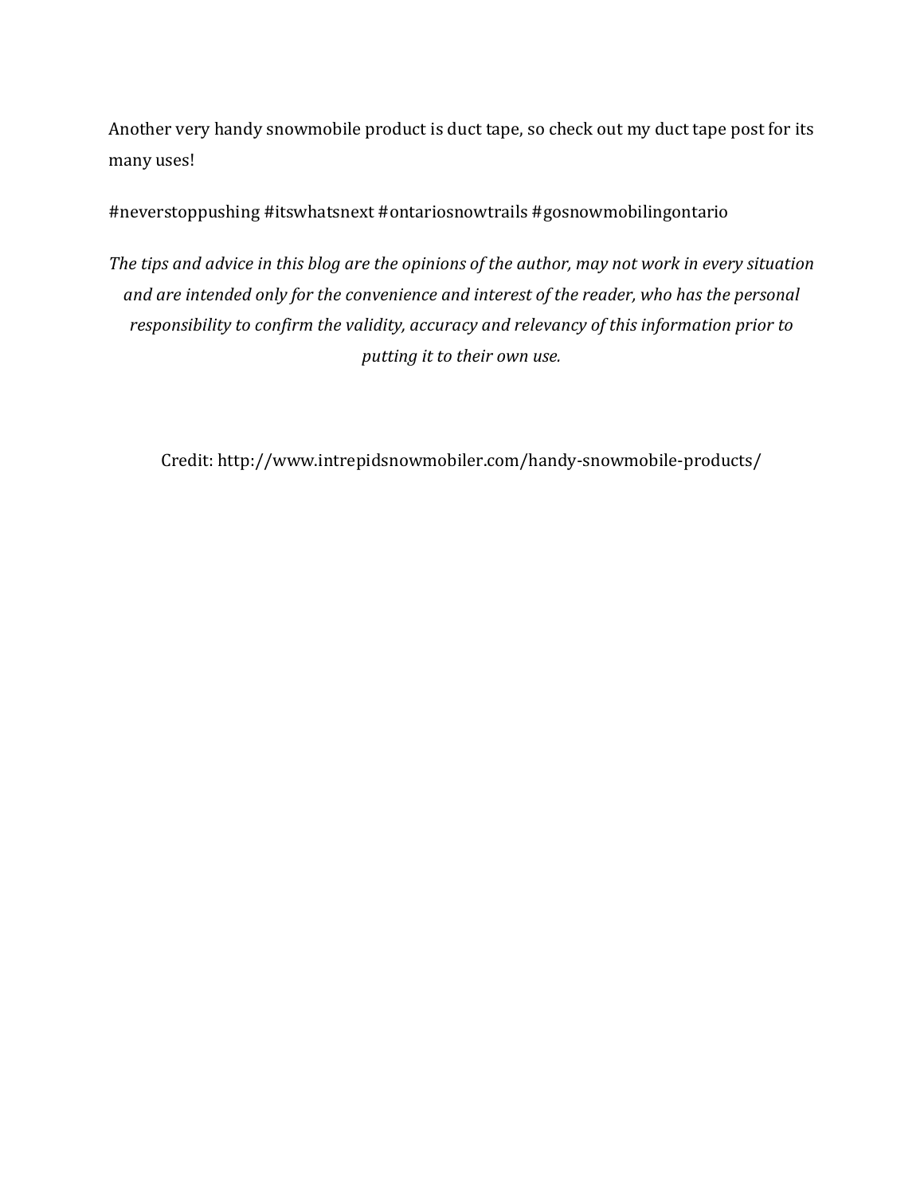Another very handy snowmobile product is duct tape, so check out my duct tape post for its many uses!

#neverstoppushing #itswhatsnext #ontariosnowtrails #gosnowmobilingontario

*The tips and advice in this blog are the opinions of the author, may not work in every situation and are intended only for the convenience and interest of the reader, who has the personal responsibility to confirm the validity, accuracy and relevancy of this information prior to putting it to their own use.*

Credit: http://www.intrepidsnowmobiler.com/handy-snowmobile-products/